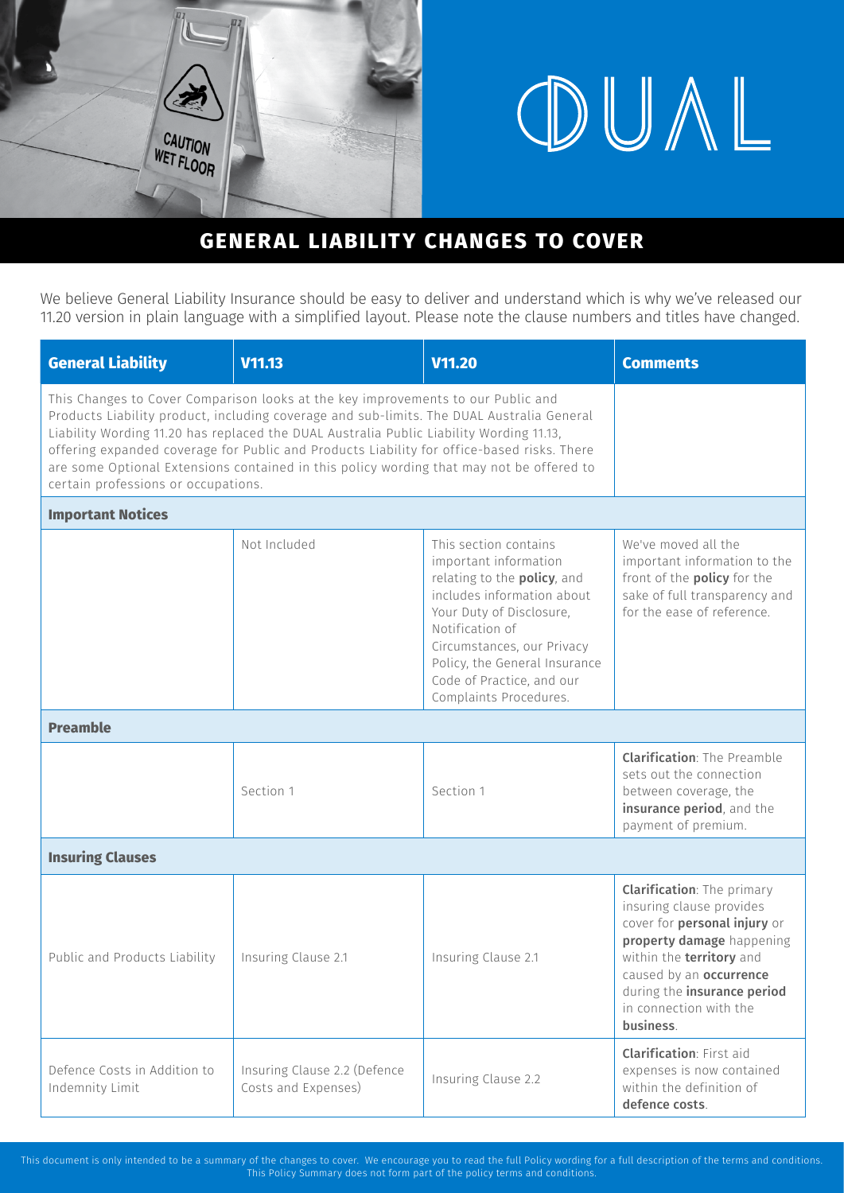# DUAL

## GENERAL LIABILITY CHANGES TO COVER

We believe General Liability Insurance should be easy to deliver and understand which is why we've released our 11.20 version in plain language with a simplified layout. Please note the clause numbers and titles have changed.

| General Liability | V11.13 | V11.20 | Comments |
|---|---|---|---|
| This Changes to Cover Comparison looks at the key improvements to our Public and Products Liability product, including coverage and sub-limits. The DUAL Australia General Liability Wording 11.20 has replaced the DUAL Australia Public Liability Wording 11.13, offering expanded coverage for Public and Products Liability for office-based risks. There are some Optional Extensions contained in this policy wording that may not be offered to certain professions or occupations. | | | |
| **Important Notices** | | | |
| | Not Included | This section contains important information relating to the **policy**, and includes information about Your Duty of Disclosure, Notification of Circumstances, our Privacy Policy, the General Insurance Code of Practice, and our Complaints Procedures. | We've moved all the important information to the front of the **policy** for the sake of full transparency and for the ease of reference. |
| **Preamble** | | | |
| | Section 1 | Section 1 | **Clarification**: The Preamble sets out the connection between coverage, the **insurance period**, and the payment of premium. |
| **Insuring Clauses** | | | |
| Public and Products Liability | Insuring Clause 2.1 | Insuring Clause 2.1 | **Clarification**: The primary insuring clause provides cover for **personal injury** or **property damage** happening within the **territory** and caused by an **occurrence** during the **insurance period** in connection with the **business**. |
| Defence Costs in Addition to Indemnity Limit | Insuring Clause 2.2 (Defence Costs and Expenses) | Insuring Clause 2.2 | **Clarification**: First aid expenses is now contained within the definition of **defence costs**. |

This document is only intended to be a summary of the changes to cover. We encourage you to read the full Policy wording for a full description of the terms and conditions. This Policy Summary does not form part of the policy terms and conditions.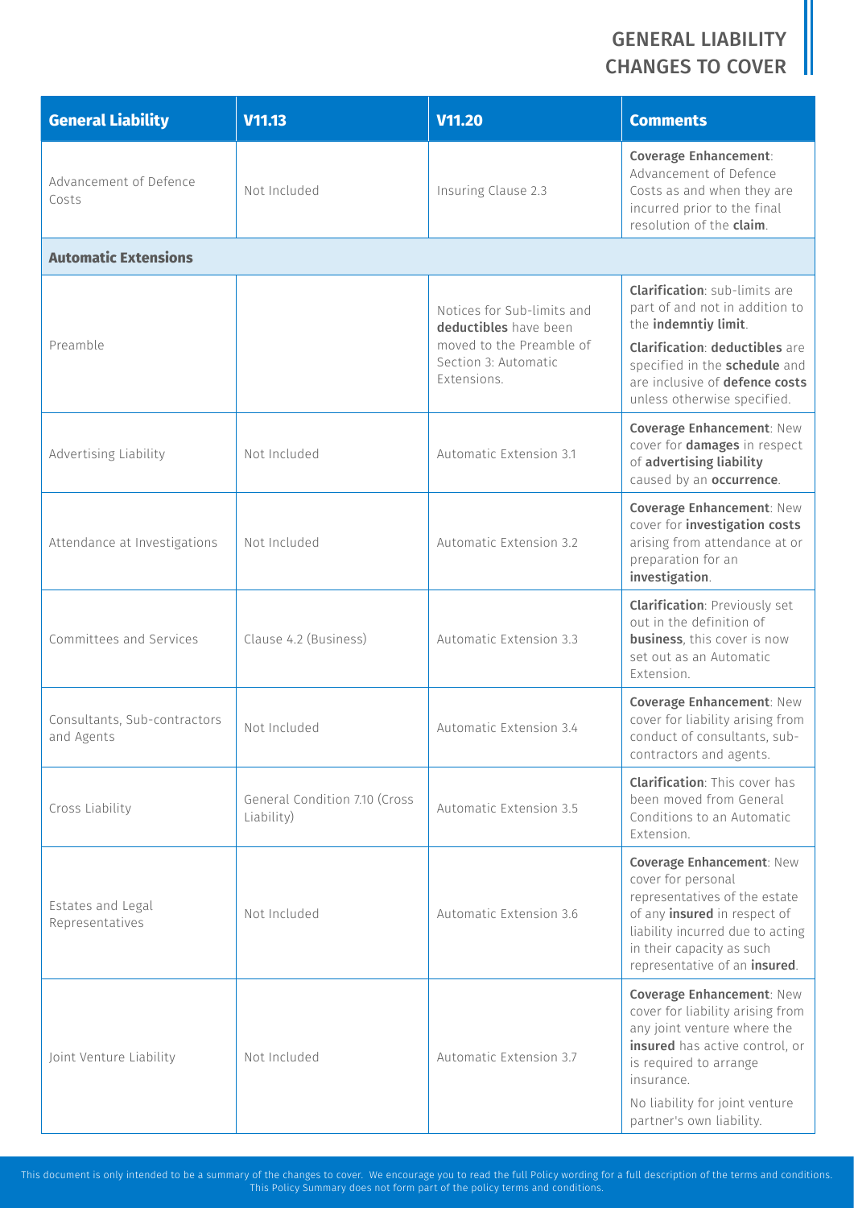# GENERAL LIABILITY CHANGES TO COVER

| General Liability | V11.13 | V11.20 | Comments |
|---|---|---|---|
| Advancement of Defence Costs | Not Included | Insuring Clause 2.3 | **Coverage Enhancement**: Advancement of Defence Costs as and when they are incurred prior to the final resolution of the **claim**. |
| **Automatic Extensions** | | | |
| Preamble | | Notices for Sub-limits and **deductibles** have been moved to the Preamble of Section 3: Automatic Extensions. | **Clarification**: sub-limits are part of and not in addition to the **indemntiy limit**. **Clarification**: **deductibles** are specified in the **schedule** and are inclusive of **defence costs** unless otherwise specified. |
| Advertising Liability | Not Included | Automatic Extension 3.1 | **Coverage Enhancement**: New cover for **damages** in respect of **advertising liability** caused by an **occurrence**. |
| Attendance at Investigations | Not Included | Automatic Extension 3.2 | **Coverage Enhancement**: New cover for **investigation costs** arising from attendance at or preparation for an **investigation**. |
| Committees and Services | Clause 4.2 (Business) | Automatic Extension 3.3 | **Clarification**: Previously set out in the definition of **business**, this cover is now set out as an Automatic Extension. |
| Consultants, Sub-contractors and Agents | Not Included | Automatic Extension 3.4 | **Coverage Enhancement**: New cover for liability arising from conduct of consultants, sub-contractors and agents. |
| Cross Liability | General Condition 7.10 (Cross Liability) | Automatic Extension 3.5 | **Clarification**: This cover has been moved from General Conditions to an Automatic Extension. |
| Estates and Legal Representatives | Not Included | Automatic Extension 3.6 | **Coverage Enhancement**: New cover for personal representatives of the estate of any **insured** in respect of liability incurred due to acting in their capacity as such representative of an **insured**. |
| Joint Venture Liability | Not Included | Automatic Extension 3.7 | **Coverage Enhancement**: New cover for liability arising from any joint venture where the **insured** has active control, or is required to arrange insurance. No liability for joint venture partner's own liability. |

This document is only intended to be a summary of the changes to cover. We encourage you to read the full Policy wording for a full description of the terms and conditions. This Policy Summary does not form part of the policy terms and conditions.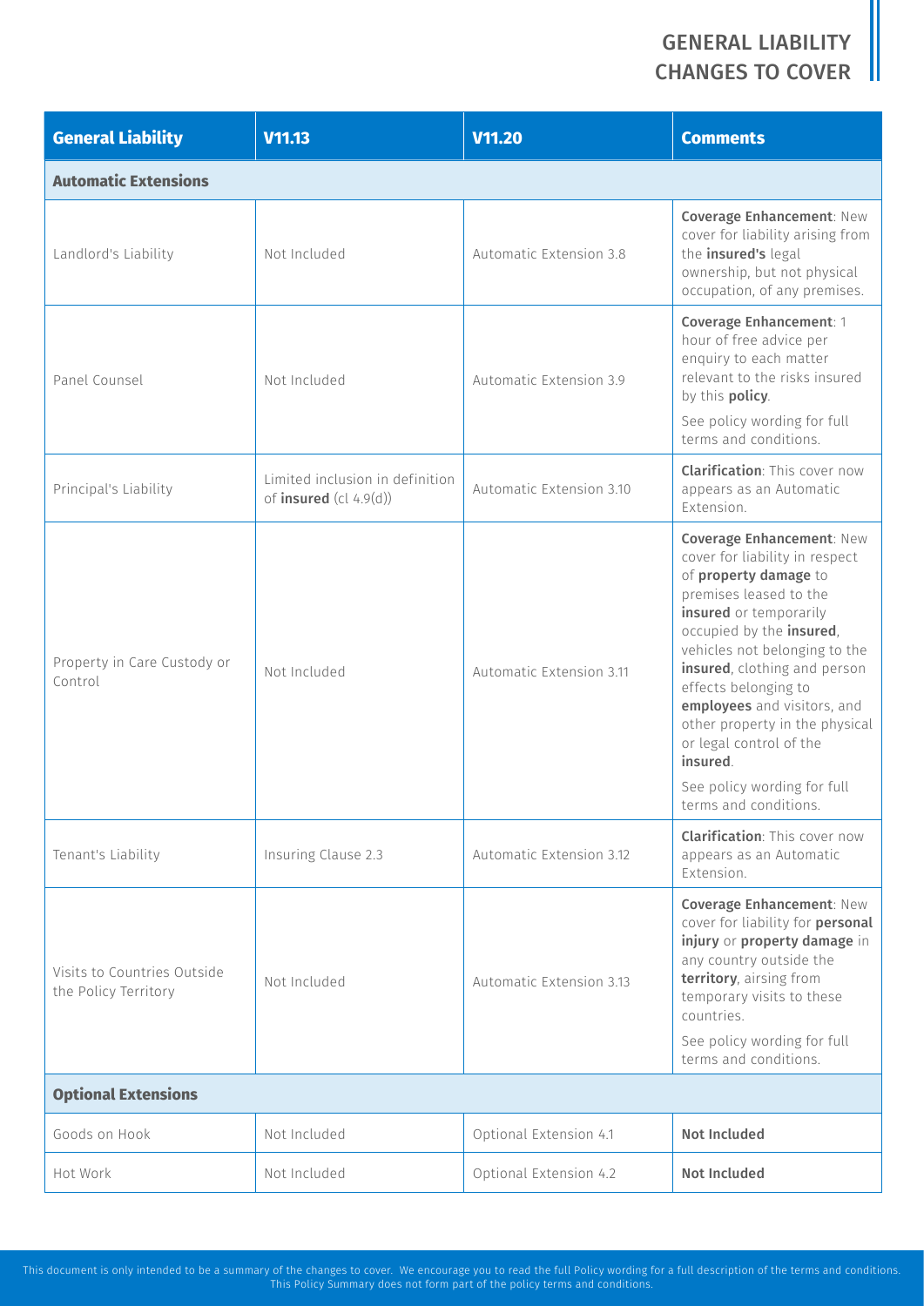# GENERAL LIABILITY CHANGES TO COVER

| General Liability | V11.13 | V11.20 | Comments |
|---|---|---|---|
| **Automatic Extensions** | | | |
| Landlord's Liability | Not Included | Automatic Extension 3.8 | **Coverage Enhancement**: New cover for liability arising from the **insured's** legal ownership, but not physical occupation, of any premises. |
| Panel Counsel | Not Included | Automatic Extension 3.9 | **Coverage Enhancement**: 1 hour of free advice per enquiry to each matter relevant to the risks insured by this **policy**. See policy wording for full terms and conditions. |
| Principal's Liability | Limited inclusion in definition of **insured** (cl 4.9(d)) | Automatic Extension 3.10 | **Clarification**: This cover now appears as an Automatic Extension. |
| Property in Care Custody or Control | Not Included | Automatic Extension 3.11 | **Coverage Enhancement**: New cover for liability in respect of **property damage** to premises leased to the **insured** or temporarily occupied by the **insured**, vehicles not belonging to the **insured**, clothing and person effects belonging to **employees** and visitors, and other property in the physical or legal control of the **insured**. See policy wording for full terms and conditions. |
| Tenant's Liability | Insuring Clause 2.3 | Automatic Extension 3.12 | **Clarification**: This cover now appears as an Automatic Extension. |
| Visits to Countries Outside the Policy Territory | Not Included | Automatic Extension 3.13 | **Coverage Enhancement**: New cover for liability for **personal injury** or **property damage** in any country outside the **territory**, airsing from temporary visits to these countries. See policy wording for full terms and conditions. |
| **Optional Extensions** | | | |
| Goods on Hook | Not Included | Optional Extension 4.1 | **Not Included** |
| Hot Work | Not Included | Optional Extension 4.2 | **Not Included** |

This document is only intended to be a summary of the changes to cover. We encourage you to read the full Policy wording for a full description of the terms and conditions. This Policy Summary does not form part of the policy terms and conditions.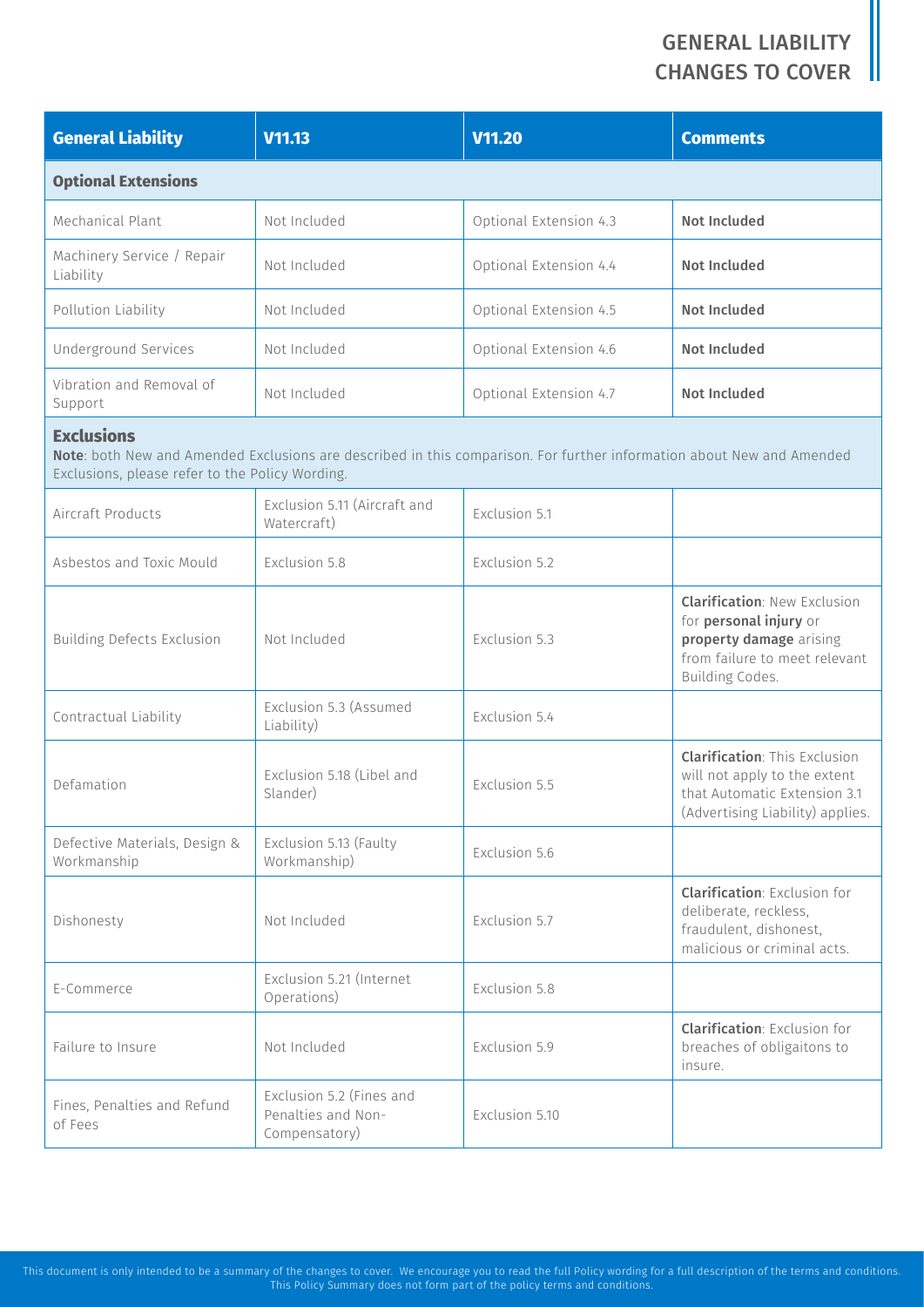# GENERAL LIABILITY CHANGES TO COVER

| General Liability | V11.13 | V11.20 | Comments |
|---|---|---|---|
| **Optional Extensions** | | | |
| Mechanical Plant | Not Included | Optional Extension 4.3 | **Not Included** |
| Machinery Service / Repair Liability | Not Included | Optional Extension 4.4 | **Not Included** |
| Pollution Liability | Not Included | Optional Extension 4.5 | **Not Included** |
| Underground Services | Not Included | Optional Extension 4.6 | **Not Included** |
| Vibration and Removal of Support | Not Included | Optional Extension 4.7 | **Not Included** |
| **Exclusions** **Note**: both New and Amended Exclusions are described in this comparison. For further information about New and Amended Exclusions, please refer to the Policy Wording. | | | |
| Aircraft Products | Exclusion 5.11 (Aircraft and Watercraft) | Exclusion 5.1 | |
| Asbestos and Toxic Mould | Exclusion 5.8 | Exclusion 5.2 | |
| Building Defects Exclusion | Not Included | Exclusion 5.3 | **Clarification**: New Exclusion for **personal injury** or **property damage** arising from failure to meet relevant Building Codes. |
| Contractual Liability | Exclusion 5.3 (Assumed Liability) | Exclusion 5.4 | |
| Defamation | Exclusion 5.18 (Libel and Slander) | Exclusion 5.5 | **Clarification**: This Exclusion will not apply to the extent that Automatic Extension 3.1 (Advertising Liability) applies. |
| Defective Materials, Design & Workmanship | Exclusion 5.13 (Faulty Workmanship) | Exclusion 5.6 | |
| Dishonesty | Not Included | Exclusion 5.7 | **Clarification**: Exclusion for deliberate, reckless, fraudulent, dishonest, malicious or criminal acts. |
| E-Commerce | Exclusion 5.21 (Internet Operations) | Exclusion 5.8 | |
| Failure to Insure | Not Included | Exclusion 5.9 | **Clarification**: Exclusion for breaches of obligaitons to insure. |
| Fines, Penalties and Refund of Fees | Exclusion 5.2 (Fines and Penalties and Non-Compensatory) | Exclusion 5.10 | |

This document is only intended to be a summary of the changes to cover. We encourage you to read the full Policy wording for a full description of the terms and conditions. This Policy Summary does not form part of the policy terms and conditions.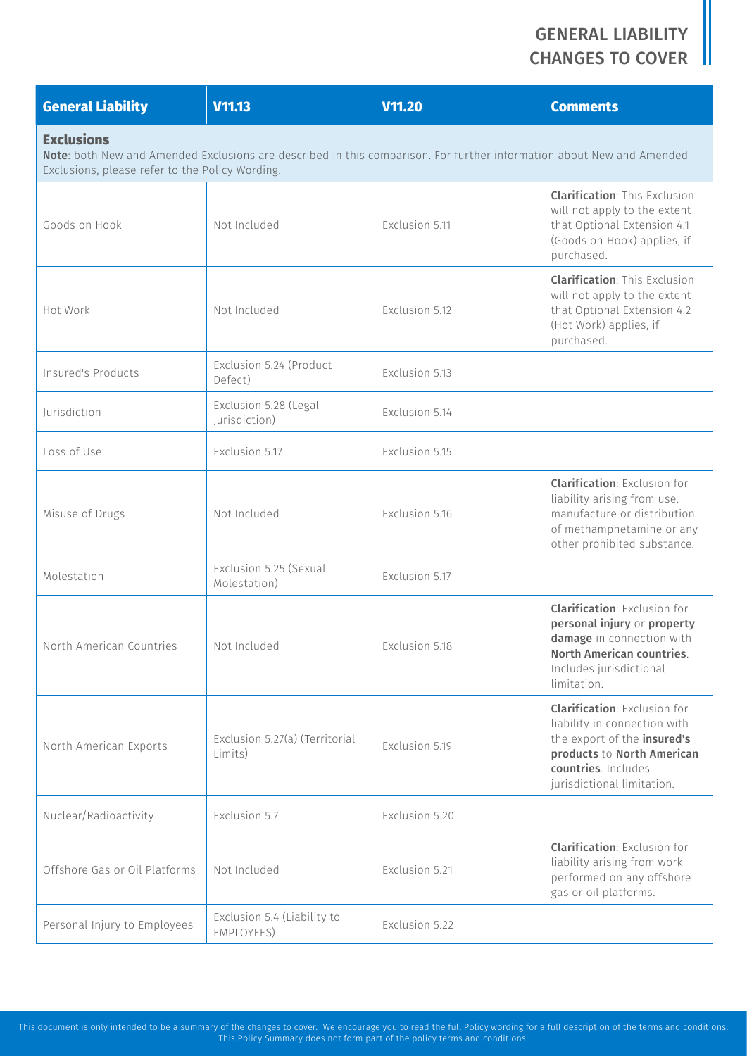# GENERAL LIABILITY CHANGES TO COVER

| General Liability | V11.13 | V11.20 | Comments |
|---|---|---|---|
| **Exclusions** **Note**: both New and Amended Exclusions are described in this comparison. For further information about New and Amended Exclusions, please refer to the Policy Wording. | | | |
| Goods on Hook | Not Included | Exclusion 5.11 | **Clarification**: This Exclusion will not apply to the extent that Optional Extension 4.1 (Goods on Hook) applies, if purchased. |
| Hot Work | Not Included | Exclusion 5.12 | **Clarification**: This Exclusion will not apply to the extent that Optional Extension 4.2 (Hot Work) applies, if purchased. |
| Insured's Products | Exclusion 5.24 (Product Defect) | Exclusion 5.13 | |
| Jurisdiction | Exclusion 5.28 (Legal Jurisdiction) | Exclusion 5.14 | |
| Loss of Use | Exclusion 5.17 | Exclusion 5.15 | |
| Misuse of Drugs | Not Included | Exclusion 5.16 | **Clarification**: Exclusion for liability arising from use, manufacture or distribution of methamphetamine or any other prohibited substance. |
| Molestation | Exclusion 5.25 (Sexual Molestation) | Exclusion 5.17 | |
| North American Countries | Not Included | Exclusion 5.18 | **Clarification**: Exclusion for **personal injury** or **property damage** in connection with **North American countries**. Includes jurisdictional limitation. |
| North American Exports | Exclusion 5.27(a) (Territorial Limits) | Exclusion 5.19 | **Clarification**: Exclusion for liability in connection with the export of the **insured's products** to **North American countries**. Includes jurisdictional limitation. |
| Nuclear/Radioactivity | Exclusion 5.7 | Exclusion 5.20 | |
| Offshore Gas or Oil Platforms | Not Included | Exclusion 5.21 | **Clarification**: Exclusion for liability arising from work performed on any offshore gas or oil platforms. |
| Personal Injury to Employees | Exclusion 5.4 (Liability to EMPLOYEES) | Exclusion 5.22 | |

This document is only intended to be a summary of the changes to cover. We encourage you to read the full Policy wording for a full description of the terms and conditions. This Policy Summary does not form part of the policy terms and conditions.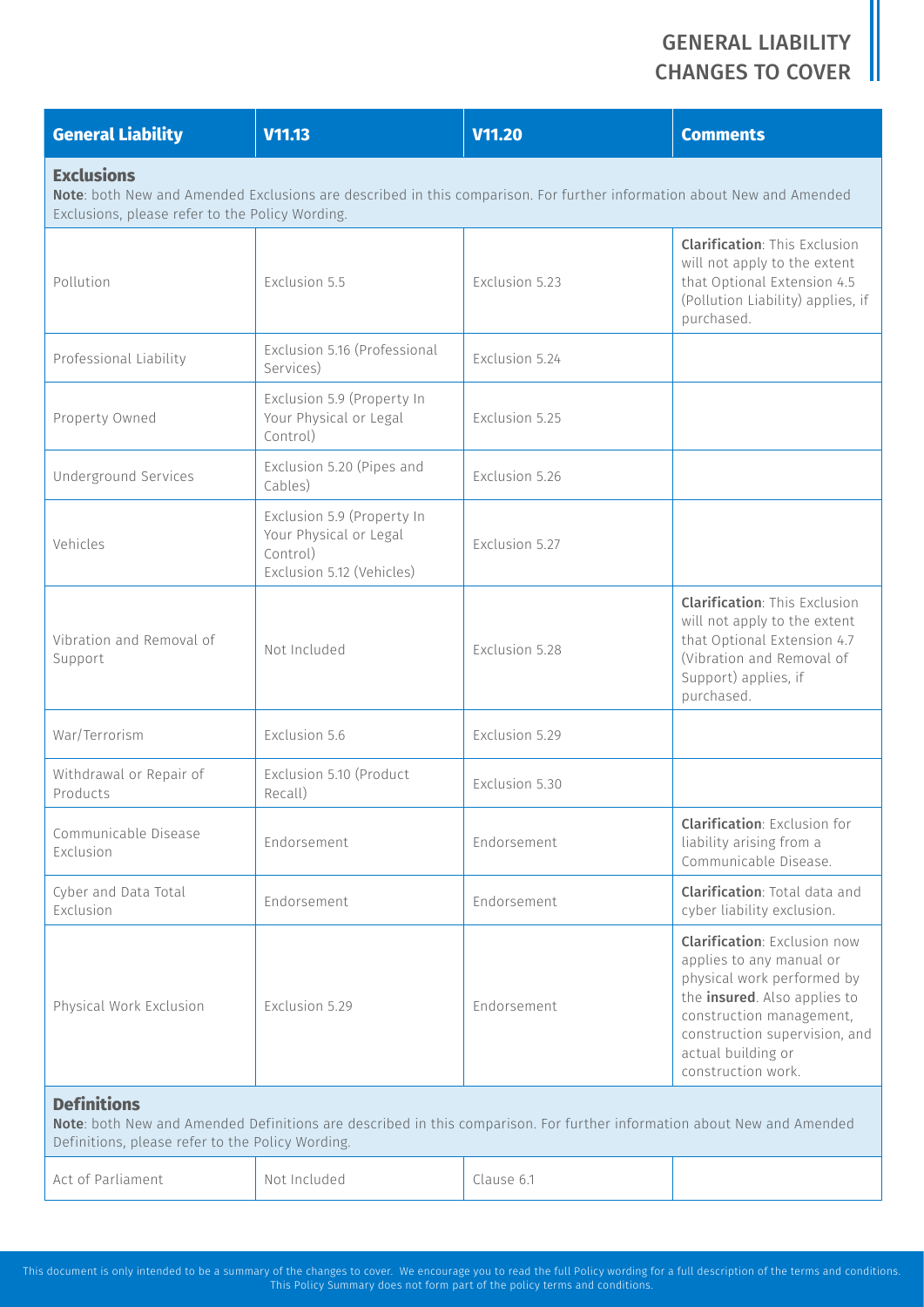# GENERAL LIABILITY CHANGES TO COVER

| General Liability | V11.13 | V11.20 | Comments |
|---|---|---|---|
| **Exclusions**<br>**Note**: both New and Amended Exclusions are described in this comparison. For further information about New and Amended Exclusions, please refer to the Policy Wording. | | | |
| Pollution | Exclusion 5.5 | Exclusion 5.23 | **Clarification**: This Exclusion will not apply to the extent that Optional Extension 4.5 (Pollution Liability) applies, if purchased. |
| Professional Liability | Exclusion 5.16 (Professional Services) | Exclusion 5.24 | |
| Property Owned | Exclusion 5.9 (Property In Your Physical or Legal Control) | Exclusion 5.25 | |
| Underground Services | Exclusion 5.20 (Pipes and Cables) | Exclusion 5.26 | |
| Vehicles | Exclusion 5.9 (Property In Your Physical or Legal Control)<br>Exclusion 5.12 (Vehicles) | Exclusion 5.27 | |
| Vibration and Removal of Support | Not Included | Exclusion 5.28 | **Clarification**: This Exclusion will not apply to the extent that Optional Extension 4.7 (Vibration and Removal of Support) applies, if purchased. |
| War/Terrorism | Exclusion 5.6 | Exclusion 5.29 | |
| Withdrawal or Repair of Products | Exclusion 5.10 (Product Recall) | Exclusion 5.30 | |
| Communicable Disease Exclusion | Endorsement | Endorsement | **Clarification**: Exclusion for liability arising from a Communicable Disease. |
| Cyber and Data Total Exclusion | Endorsement | Endorsement | **Clarification**: Total data and cyber liability exclusion. |
| Physical Work Exclusion | Exclusion 5.29 | Endorsement | **Clarification**: Exclusion now applies to any manual or physical work performed by the **insured**. Also applies to construction management, construction supervision, and actual building or construction work. |
| **Definitions**<br>**Note**: both New and Amended Definitions are described in this comparison. For further information about New and Amended Definitions, please refer to the Policy Wording. | | | |
| Act of Parliament | Not Included | Clause 6.1 | |

This document is only intended to be a summary of the changes to cover. We encourage you to read the full Policy wording for a full description of the terms and conditions. This Policy Summary does not form part of the policy terms and conditions.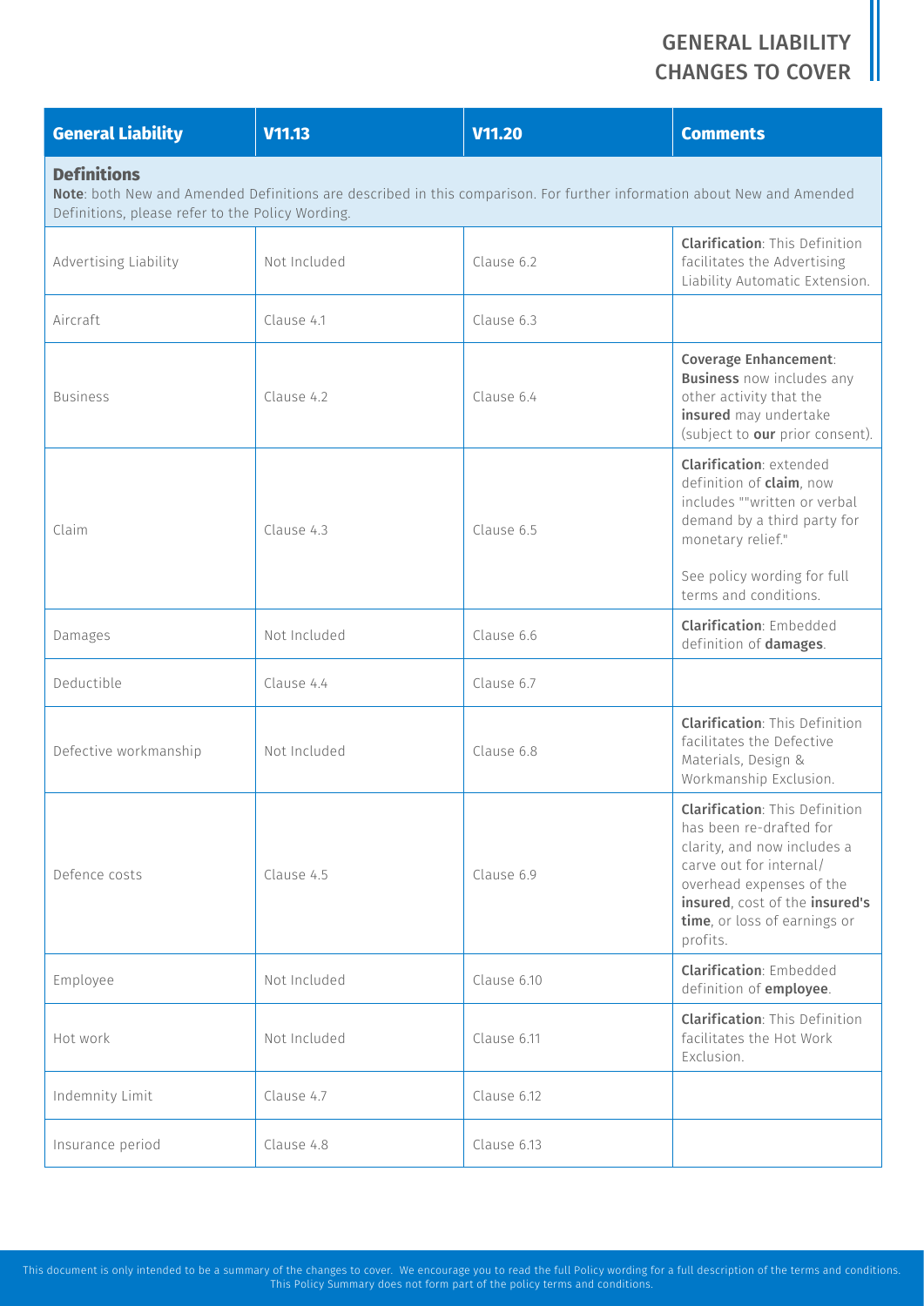# GENERAL LIABILITY CHANGES TO COVER

| General Liability | V11.13 | V11.20 | Comments |
|---|---|---|---|
| **Definitions**<br>**Note**: both New and Amended Definitions are described in this comparison. For further information about New and Amended Definitions, please refer to the Policy Wording. | | | |
| Advertising Liability | Not Included | Clause 6.2 | **Clarification**: This Definition facilitates the Advertising Liability Automatic Extension. |
| Aircraft | Clause 4.1 | Clause 6.3 | |
| Business | Clause 4.2 | Clause 6.4 | **Coverage Enhancement**: **Business** now includes any other activity that the **insured** may undertake (subject to **our** prior consent). |
| Claim | Clause 4.3 | Clause 6.5 | **Clarification**: extended definition of **claim**, now includes ""written or verbal demand by a third party for monetary relief."<br><br>See policy wording for full terms and conditions. |
| Damages | Not Included | Clause 6.6 | **Clarification**: Embedded definition of **damages**. |
| Deductible | Clause 4.4 | Clause 6.7 | |
| Defective workmanship | Not Included | Clause 6.8 | **Clarification**: This Definition facilitates the Defective Materials, Design & Workmanship Exclusion. |
| Defence costs | Clause 4.5 | Clause 6.9 | **Clarification**: This Definition has been re-drafted for clarity, and now includes a carve out for internal/ overhead expenses of the **insured**, cost of the **insured's time**, or loss of earnings or profits. |
| Employee | Not Included | Clause 6.10 | **Clarification**: Embedded definition of **employee**. |
| Hot work | Not Included | Clause 6.11 | **Clarification**: This Definition facilitates the Hot Work Exclusion. |
| Indemnity Limit | Clause 4.7 | Clause 6.12 | |
| Insurance period | Clause 4.8 | Clause 6.13 | |

This document is only intended to be a summary of the changes to cover. We encourage you to read the full Policy wording for a full description of the terms and conditions. This Policy Summary does not form part of the policy terms and conditions.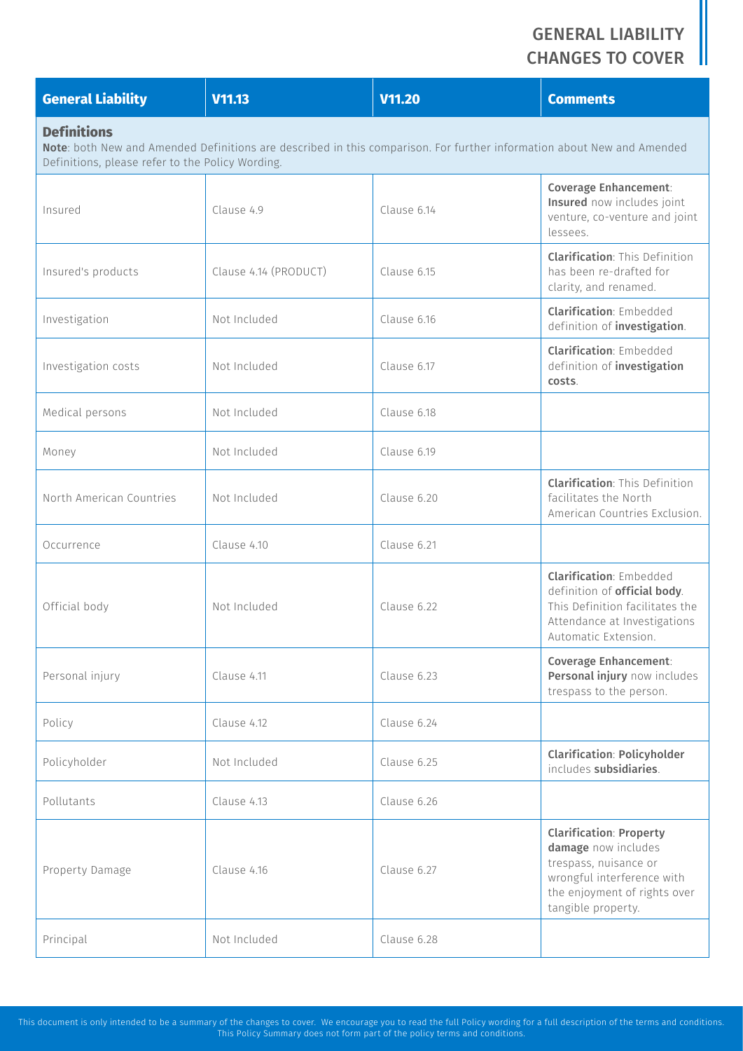# GENERAL LIABILITY CHANGES TO COVER

| General Liability | V11.13 | V11.20 | Comments |
|---|---|---|---|
| **Definitions**<br>**Note**: both New and Amended Definitions are described in this comparison. For further information about New and Amended Definitions, please refer to the Policy Wording. | | | |
| Insured | Clause 4.9 | Clause 6.14 | **Coverage Enhancement**: **Insured** now includes joint venture, co-venture and joint lessees. |
| Insured's products | Clause 4.14 (PRODUCT) | Clause 6.15 | **Clarification**: This Definition has been re-drafted for clarity, and renamed. |
| Investigation | Not Included | Clause 6.16 | **Clarification**: Embedded definition of **investigation**. |
| Investigation costs | Not Included | Clause 6.17 | **Clarification**: Embedded definition of **investigation costs**. |
| Medical persons | Not Included | Clause 6.18 | |
| Money | Not Included | Clause 6.19 | |
| North American Countries | Not Included | Clause 6.20 | **Clarification**: This Definition facilitates the North American Countries Exclusion. |
| Occurrence | Clause 4.10 | Clause 6.21 | |
| Official body | Not Included | Clause 6.22 | **Clarification**: Embedded definition of **official body**. This Definition facilitates the Attendance at Investigations Automatic Extension. |
| Personal injury | Clause 4.11 | Clause 6.23 | **Coverage Enhancement**: **Personal injury** now includes trespass to the person. |
| Policy | Clause 4.12 | Clause 6.24 | |
| Policyholder | Not Included | Clause 6.25 | **Clarification**: **Policyholder** includes **subsidiaries**. |
| Pollutants | Clause 4.13 | Clause 6.26 | |
| Property Damage | Clause 4.16 | Clause 6.27 | **Clarification**: **Property damage** now includes trespass, nuisance or wrongful interference with the enjoyment of rights over tangible property. |
| Principal | Not Included | Clause 6.28 | |

This document is only intended to be a summary of the changes to cover. We encourage you to read the full Policy wording for a full description of the terms and conditions. This Policy Summary does not form part of the policy terms and conditions.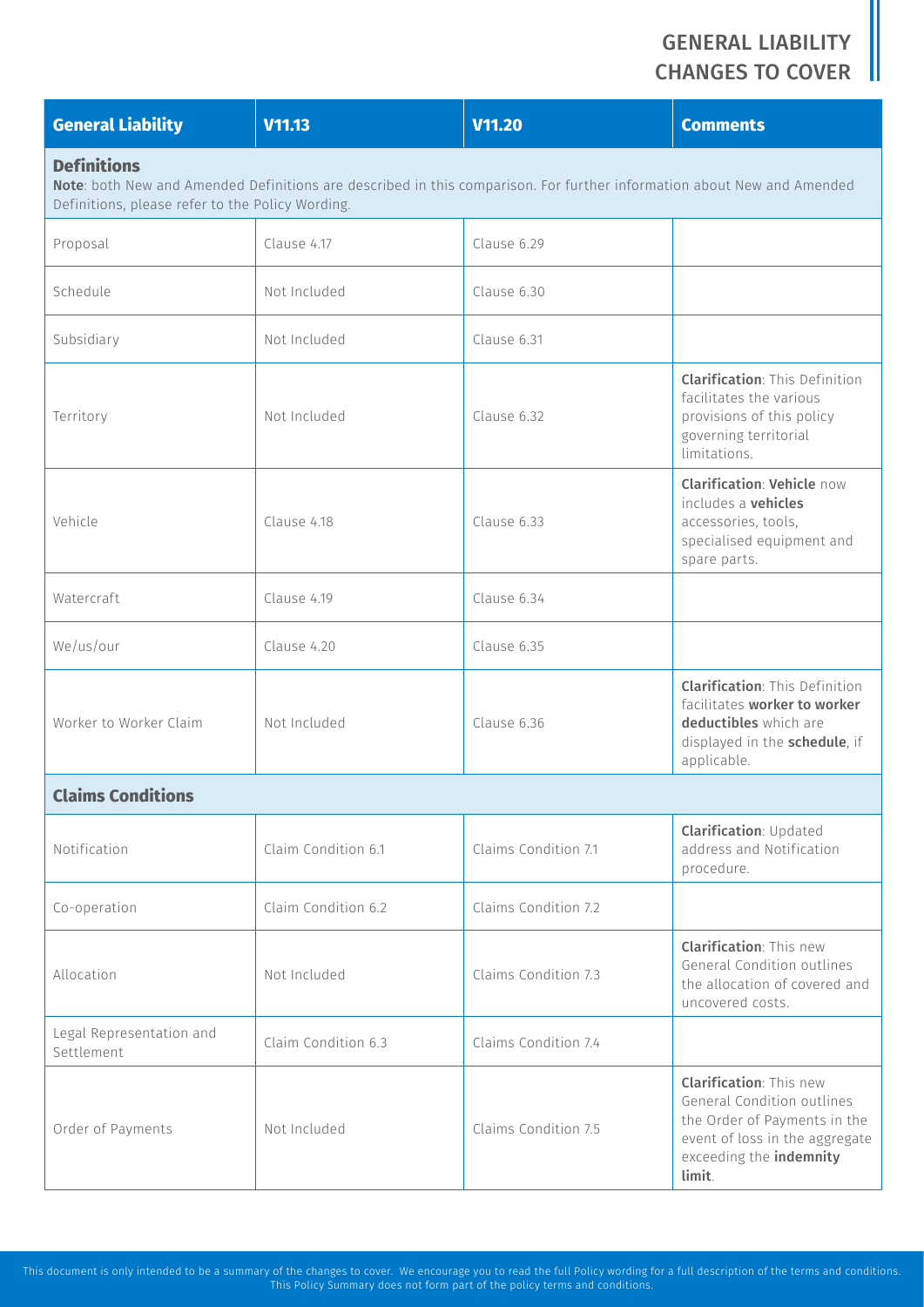# GENERAL LIABILITY CHANGES TO COVER

| General Liability | V11.13 | V11.20 | Comments |
|---|---|---|---|
| **Definitions**<br>**Note**: both New and Amended Definitions are described in this comparison. For further information about New and Amended Definitions, please refer to the Policy Wording. | | | |
| Proposal | Clause 4.17 | Clause 6.29 | |
| Schedule | Not Included | Clause 6.30 | |
| Subsidiary | Not Included | Clause 6.31 | |
| Territory | Not Included | Clause 6.32 | **Clarification**: This Definition facilitates the various provisions of this policy governing territorial limitations. |
| Vehicle | Clause 4.18 | Clause 6.33 | **Clarification**: **Vehicle** now includes a **vehicles** accessories, tools, specialised equipment and spare parts. |
| Watercraft | Clause 4.19 | Clause 6.34 | |
| We/us/our | Clause 4.20 | Clause 6.35 | |
| Worker to Worker Claim | Not Included | Clause 6.36 | **Clarification**: This Definition facilitates **worker to worker deductibles** which are displayed in the **schedule**, if applicable. |
| **Claims Conditions** | | | |
| Notification | Claim Condition 6.1 | Claims Condition 7.1 | **Clarification**: Updated address and Notification procedure. |
| Co-operation | Claim Condition 6.2 | Claims Condition 7.2 | |
| Allocation | Not Included | Claims Condition 7.3 | **Clarification**: This new General Condition outlines the allocation of covered and uncovered costs. |
| Legal Representation and Settlement | Claim Condition 6.3 | Claims Condition 7.4 | |
| Order of Payments | Not Included | Claims Condition 7.5 | **Clarification**: This new General Condition outlines the Order of Payments in the event of loss in the aggregate exceeding the **indemnity limit**. |

This document is only intended to be a summary of the changes to cover. We encourage you to read the full Policy wording for a full description of the terms and conditions. This Policy Summary does not form part of the policy terms and conditions.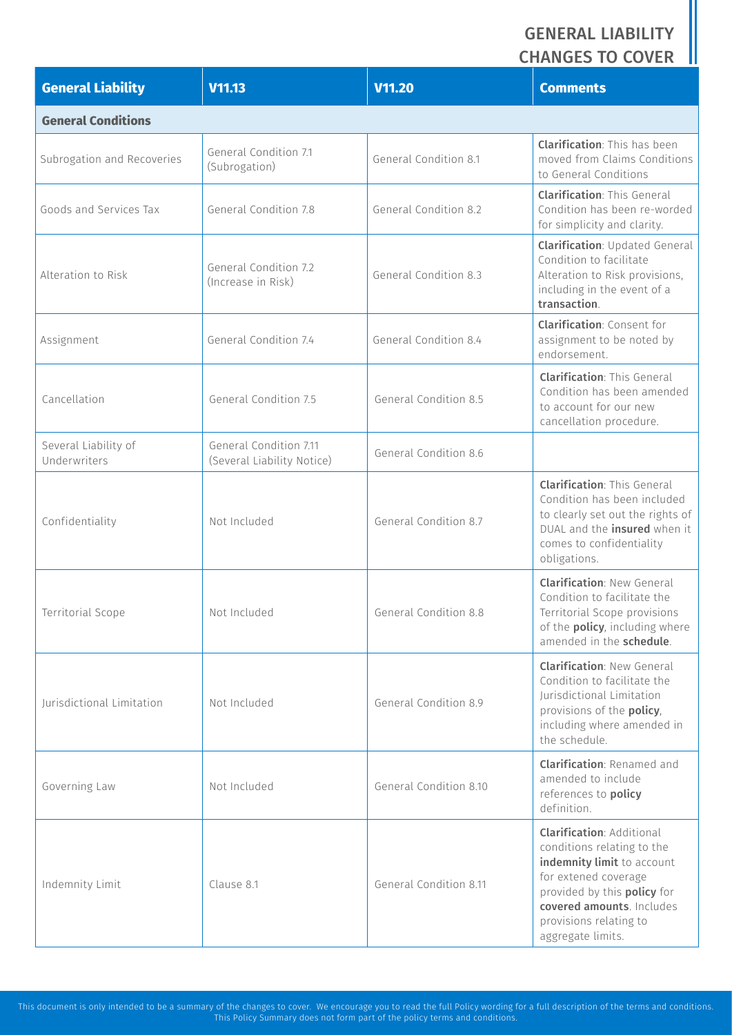# GENERAL LIABILITY CHANGES TO COVER

| General Liability | V11.13 | V11.20 | Comments |
|---|---|---|---|
| **General Conditions** | | | |
| Subrogation and Recoveries | General Condition 7.1 (Subrogation) | General Condition 8.1 | **Clarification**: This has been moved from Claims Conditions to General Conditions |
| Goods and Services Tax | General Condition 7.8 | General Condition 8.2 | **Clarification**: This General Condition has been re-worded for simplicity and clarity. |
| Alteration to Risk | General Condition 7.2 (Increase in Risk) | General Condition 8.3 | **Clarification**: Updated General Condition to facilitate Alteration to Risk provisions, including in the event of a **transaction**. |
| Assignment | General Condition 7.4 | General Condition 8.4 | **Clarification**: Consent for assignment to be noted by endorsement. |
| Cancellation | General Condition 7.5 | General Condition 8.5 | **Clarification**: This General Condition has been amended to account for our new cancellation procedure. |
| Several Liability of Underwriters | General Condition 7.11 (Several Liability Notice) | General Condition 8.6 | |
| Confidentiality | Not Included | General Condition 8.7 | **Clarification**: This General Condition has been included to clearly set out the rights of DUAL and the **insured** when it comes to confidentiality obligations. |
| Territorial Scope | Not Included | General Condition 8.8 | **Clarification**: New General Condition to facilitate the Territorial Scope provisions of the **policy**, including where amended in the **schedule**. |
| Jurisdictional Limitation | Not Included | General Condition 8.9 | **Clarification**: New General Condition to facilitate the Jurisdictional Limitation provisions of the **policy**, including where amended in the schedule. |
| Governing Law | Not Included | General Condition 8.10 | **Clarification**: Renamed and amended to include references to **policy** definition. |
| Indemnity Limit | Clause 8.1 | General Condition 8.11 | **Clarification**: Additional conditions relating to the **indemnity limit** to account for extened coverage provided by this **policy** for **covered amounts**. Includes provisions relating to aggregate limits. |

This document is only intended to be a summary of the changes to cover. We encourage you to read the full Policy wording for a full description of the terms and conditions. This Policy Summary does not form part of the policy terms and conditions.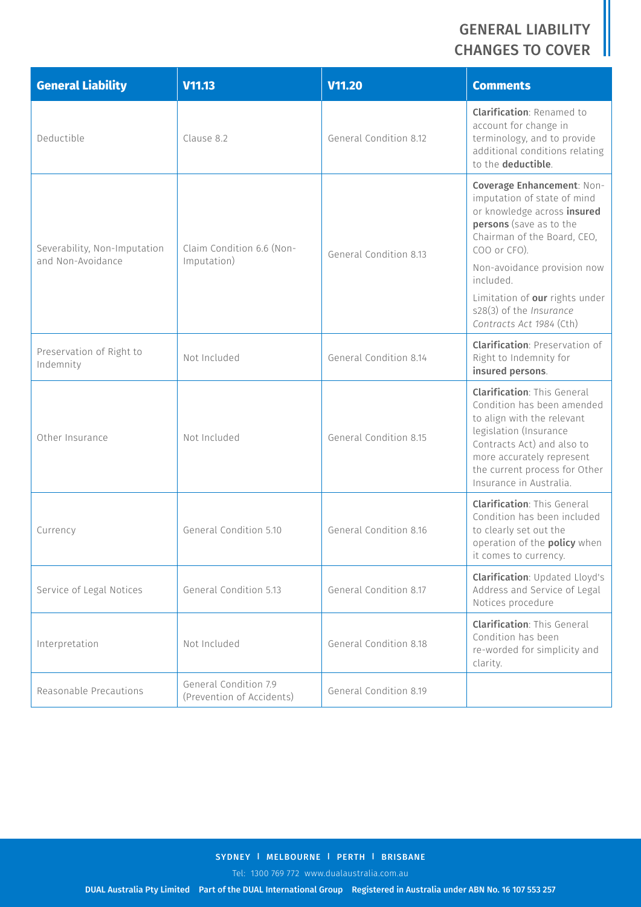# GENERAL LIABILITY CHANGES TO COVER

| General Liability | V11.13 | V11.20 | Comments |
|---|---|---|---|
| Deductible | Clause 8.2 | General Condition 8.12 | **Clarification**: Renamed to account for change in terminology, and to provide additional conditions relating to the **deductible**. |
| Severability, Non-Imputation and Non-Avoidance | Claim Condition 6.6 (Non-Imputation) | General Condition 8.13 | **Coverage Enhancement**: Non-imputation of state of mind or knowledge across **insured persons** (save as to the Chairman of the Board, CEO, COO or CFO). Non-avoidance provision now included. Limitation of **our** rights under s28(3) of the *Insurance Contracts Act 1984* (Cth) |
| Preservation of Right to Indemnity | Not Included | General Condition 8.14 | **Clarification**: Preservation of Right to Indemnity for **insured persons**. |
| Other Insurance | Not Included | General Condition 8.15 | **Clarification**: This General Condition has been amended to align with the relevant legislation (Insurance Contracts Act) and also to more accurately represent the current process for Other Insurance in Australia. |
| Currency | General Condition 5.10 | General Condition 8.16 | **Clarification**: This General Condition has been included to clearly set out the operation of the **policy** when it comes to currency. |
| Service of Legal Notices | General Condition 5.13 | General Condition 8.17 | **Clarification**: Updated Lloyd's Address and Service of Legal Notices procedure |
| Interpretation | Not Included | General Condition 8.18 | **Clarification**: This General Condition has been re-worded for simplicity and clarity. |
| Reasonable Precautions | General Condition 7.9 (Prevention of Accidents) | General Condition 8.19 | |

SYDNEY | MELBOURNE | PERTH | BRISBANE

Tel: 1300 769 772 www.dualaustralia.com.au

**DUAL Australia Pty Limited Part of the DUAL International Group Registered in Australia under ABN No. 16 107 553 257**